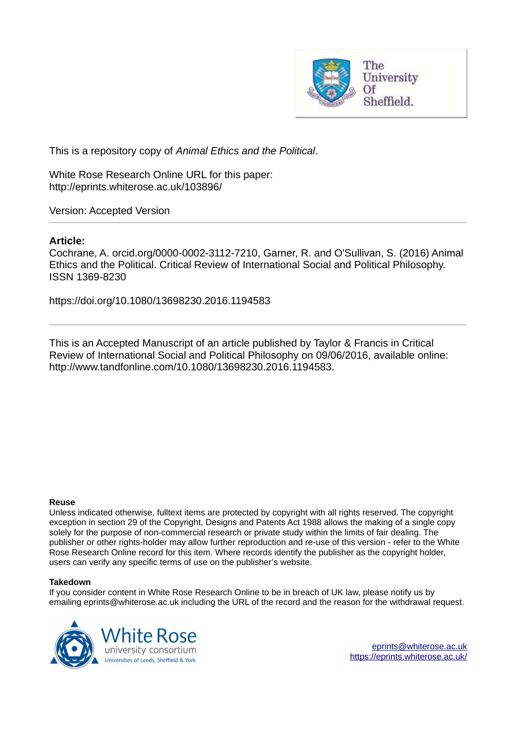This is a repository copy of *Animal Ethics and the Political*.

White Rose Research Online URL for this paper:
http://eprints.whiterose.ac.uk/103896/

Version: Accepted Version

---

**Article:**

Cochrane, A. orcid.org/0000-0002-3112-7210, Garner, R. and O'Sullivan, S. (2016) Animal Ethics and the Political. Critical Review of International Social and Political Philosophy. ISSN 1369-8230

https://doi.org/10.1080/13698230.2016.1194583

---

This is an Accepted Manuscript of an article published by Taylor & Francis in Critical Review of International Social and Political Philosophy on 09/06/2016, available online: http://www.tandfonline.com/10.1080/13698230.2016.1194583.

**Reuse**

Unless indicated otherwise, fulltext items are protected by copyright with all rights reserved. The copyright exception in section 29 of the Copyright, Designs and Patents Act 1988 allows the making of a single copy solely for the purpose of non-commercial research or private study within the limits of fair dealing. The publisher or other rights-holder may allow further reproduction and re-use of this version - refer to the White Rose Research Online record for this item. Where records identify the publisher as the copyright holder, users can verify any specific terms of use on the publisher's website.

**Takedown**

If you consider content in White Rose Research Online to be in breach of UK law, please notify us by emailing eprints@whiterose.ac.uk including the URL of the record and the reason for the withdrawal request.

eprints@whiterose.ac.uk
https://eprints.whiterose.ac.uk/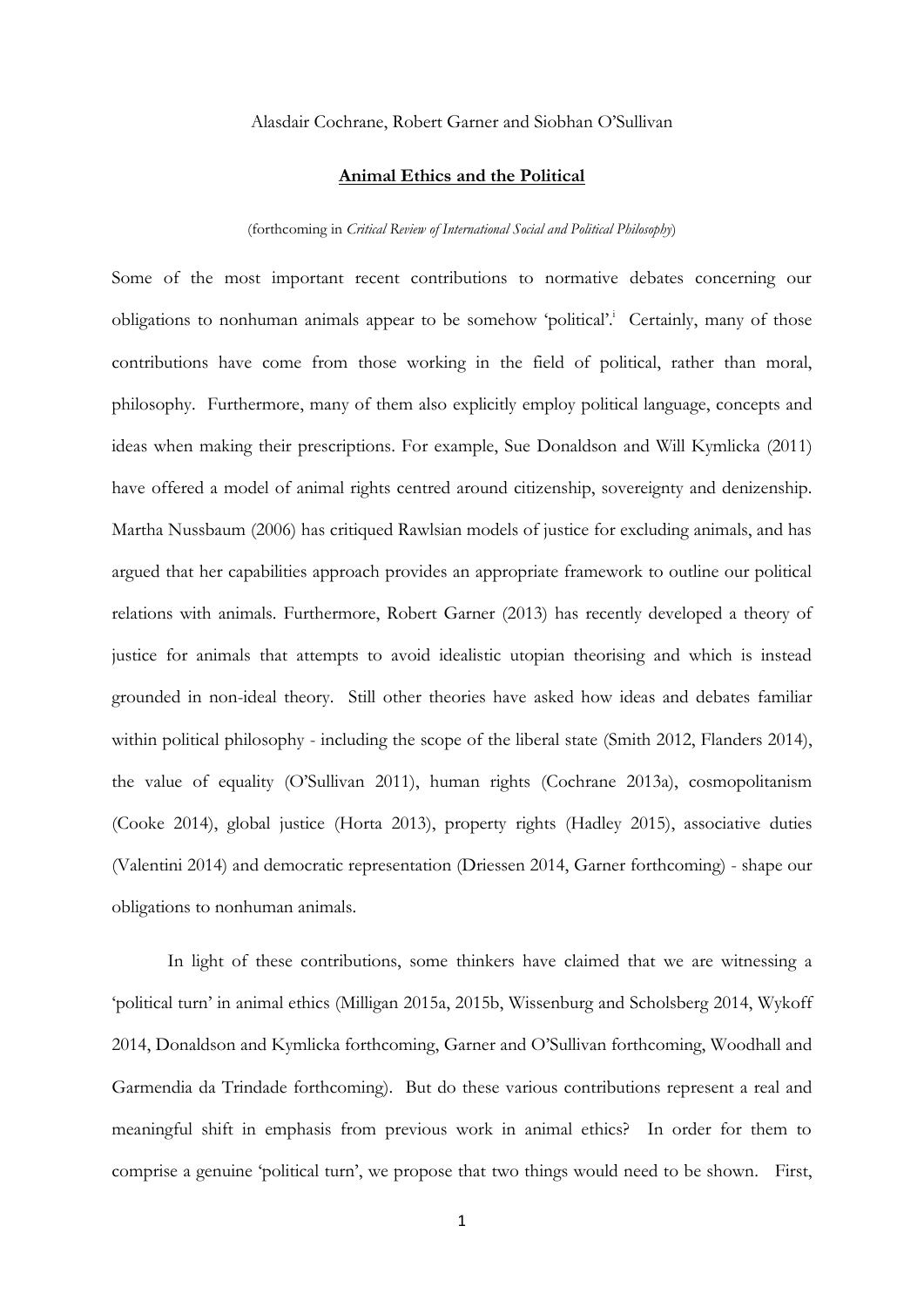Alasdair Cochrane, Robert Garner and Siobhan O'Sullivan

**Animal Ethics and the Political**

(forthcoming in *Critical Review of International Social and Political Philosophy*)

Some of the most important recent contributions to normative debates concerning our obligations to nonhuman animals appear to be somehow 'political'.[i] Certainly, many of those contributions have come from those working in the field of political, rather than moral, philosophy. Furthermore, many of them also explicitly employ political language, concepts and ideas when making their prescriptions. For example, Sue Donaldson and Will Kymlicka (2011) have offered a model of animal rights centred around citizenship, sovereignty and denizenship. Martha Nussbaum (2006) has critiqued Rawlsian models of justice for excluding animals, and has argued that her capabilities approach provides an appropriate framework to outline our political relations with animals. Furthermore, Robert Garner (2013) has recently developed a theory of justice for animals that attempts to avoid idealistic utopian theorising and which is instead grounded in non-ideal theory. Still other theories have asked how ideas and debates familiar within political philosophy - including the scope of the liberal state (Smith 2012, Flanders 2014), the value of equality (O'Sullivan 2011), human rights (Cochrane 2013a), cosmopolitanism (Cooke 2014), global justice (Horta 2013), property rights (Hadley 2015), associative duties (Valentini 2014) and democratic representation (Driessen 2014, Garner forthcoming) - shape our obligations to nonhuman animals.

In light of these contributions, some thinkers have claimed that we are witnessing a 'political turn' in animal ethics (Milligan 2015a, 2015b, Wissenburg and Scholsberg 2014, Wykoff 2014, Donaldson and Kymlicka forthcoming, Garner and O'Sullivan forthcoming, Woodhall and Garmendia da Trindade forthcoming). But do these various contributions represent a real and meaningful shift in emphasis from previous work in animal ethics? In order for them to comprise a genuine 'political turn', we propose that two things would need to be shown. First,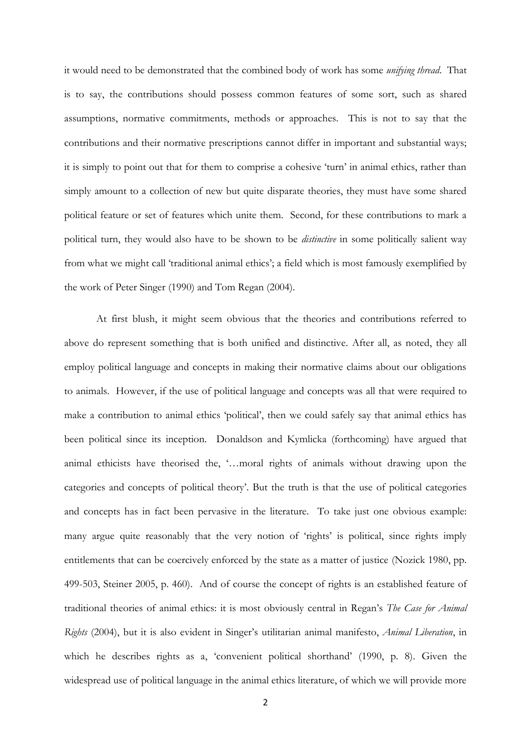it would need to be demonstrated that the combined body of work has some *unifying thread*. That is to say, the contributions should possess common features of some sort, such as shared assumptions, normative commitments, methods or approaches. This is not to say that the contributions and their normative prescriptions cannot differ in important and substantial ways; it is simply to point out that for them to comprise a cohesive 'turn' in animal ethics, rather than simply amount to a collection of new but quite disparate theories, they must have some shared political feature or set of features which unite them. Second, for these contributions to mark a political turn, they would also have to be shown to be *distinctive* in some politically salient way from what we might call 'traditional animal ethics'; a field which is most famously exemplified by the work of Peter Singer (1990) and Tom Regan (2004).

At first blush, it might seem obvious that the theories and contributions referred to above do represent something that is both unified and distinctive. After all, as noted, they all employ political language and concepts in making their normative claims about our obligations to animals. However, if the use of political language and concepts was all that were required to make a contribution to animal ethics 'political', then we could safely say that animal ethics has been political since its inception. Donaldson and Kymlicka (forthcoming) have argued that animal ethicists have theorised the, '…moral rights of animals without drawing upon the categories and concepts of political theory'. But the truth is that the use of political categories and concepts has in fact been pervasive in the literature. To take just one obvious example: many argue quite reasonably that the very notion of 'rights' is political, since rights imply entitlements that can be coercively enforced by the state as a matter of justice (Nozick 1980, pp. 499-503, Steiner 2005, p. 460). And of course the concept of rights is an established feature of traditional theories of animal ethics: it is most obviously central in Regan's *The Case for Animal Rights* (2004), but it is also evident in Singer's utilitarian animal manifesto, *Animal Liberation*, in which he describes rights as a, 'convenient political shorthand' (1990, p. 8). Given the widespread use of political language in the animal ethics literature, of which we will provide more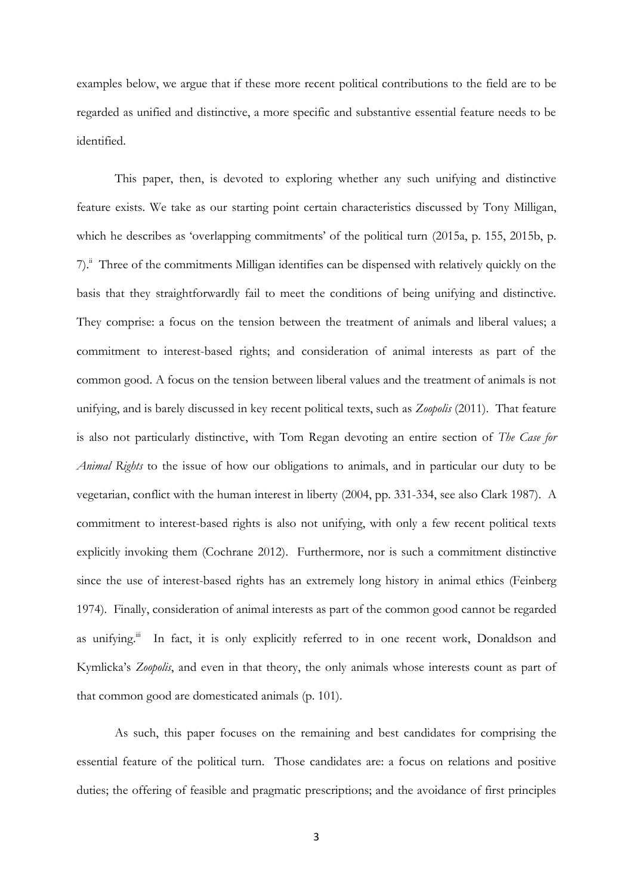examples below, we argue that if these more recent political contributions to the field are to be regarded as unified and distinctive, a more specific and substantive essential feature needs to be identified.

This paper, then, is devoted to exploring whether any such unifying and distinctive feature exists. We take as our starting point certain characteristics discussed by Tony Milligan, which he describes as 'overlapping commitments' of the political turn (2015a, p. 155, 2015b, p. 7).[ii] Three of the commitments Milligan identifies can be dispensed with relatively quickly on the basis that they straightforwardly fail to meet the conditions of being unifying and distinctive. They comprise: a focus on the tension between the treatment of animals and liberal values; a commitment to interest-based rights; and consideration of animal interests as part of the common good. A focus on the tension between liberal values and the treatment of animals is not unifying, and is barely discussed in key recent political texts, such as *Zoopolis* (2011). That feature is also not particularly distinctive, with Tom Regan devoting an entire section of *The Case for Animal Rights* to the issue of how our obligations to animals, and in particular our duty to be vegetarian, conflict with the human interest in liberty (2004, pp. 331-334, see also Clark 1987). A commitment to interest-based rights is also not unifying, with only a few recent political texts explicitly invoking them (Cochrane 2012). Furthermore, nor is such a commitment distinctive since the use of interest-based rights has an extremely long history in animal ethics (Feinberg 1974). Finally, consideration of animal interests as part of the common good cannot be regarded as unifying.[iii] In fact, it is only explicitly referred to in one recent work, Donaldson and Kymlicka's *Zoopolis*, and even in that theory, the only animals whose interests count as part of that common good are domesticated animals (p. 101).

As such, this paper focuses on the remaining and best candidates for comprising the essential feature of the political turn. Those candidates are: a focus on relations and positive duties; the offering of feasible and pragmatic prescriptions; and the avoidance of first principles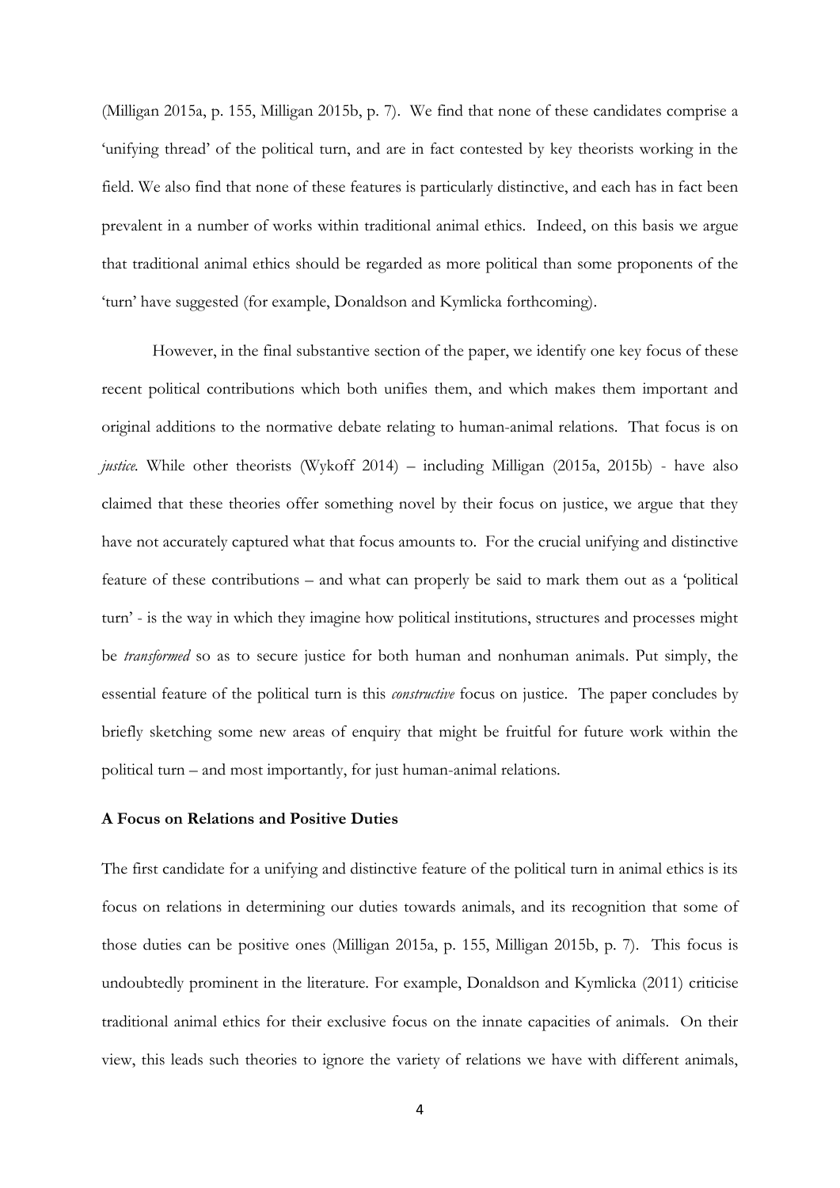(Milligan 2015a, p. 155, Milligan 2015b, p. 7). We find that none of these candidates comprise a 'unifying thread' of the political turn, and are in fact contested by key theorists working in the field. We also find that none of these features is particularly distinctive, and each has in fact been prevalent in a number of works within traditional animal ethics. Indeed, on this basis we argue that traditional animal ethics should be regarded as more political than some proponents of the 'turn' have suggested (for example, Donaldson and Kymlicka forthcoming).

However, in the final substantive section of the paper, we identify one key focus of these recent political contributions which both unifies them, and which makes them important and original additions to the normative debate relating to human-animal relations. That focus is on *justice*. While other theorists (Wykoff 2014) – including Milligan (2015a, 2015b) - have also claimed that these theories offer something novel by their focus on justice, we argue that they have not accurately captured what that focus amounts to. For the crucial unifying and distinctive feature of these contributions – and what can properly be said to mark them out as a 'political turn' - is the way in which they imagine how political institutions, structures and processes might be *transformed* so as to secure justice for both human and nonhuman animals. Put simply, the essential feature of the political turn is this *constructive* focus on justice. The paper concludes by briefly sketching some new areas of enquiry that might be fruitful for future work within the political turn – and most importantly, for just human-animal relations.

**A Focus on Relations and Positive Duties**

The first candidate for a unifying and distinctive feature of the political turn in animal ethics is its focus on relations in determining our duties towards animals, and its recognition that some of those duties can be positive ones (Milligan 2015a, p. 155, Milligan 2015b, p. 7). This focus is undoubtedly prominent in the literature. For example, Donaldson and Kymlicka (2011) criticise traditional animal ethics for their exclusive focus on the innate capacities of animals. On their view, this leads such theories to ignore the variety of relations we have with different animals,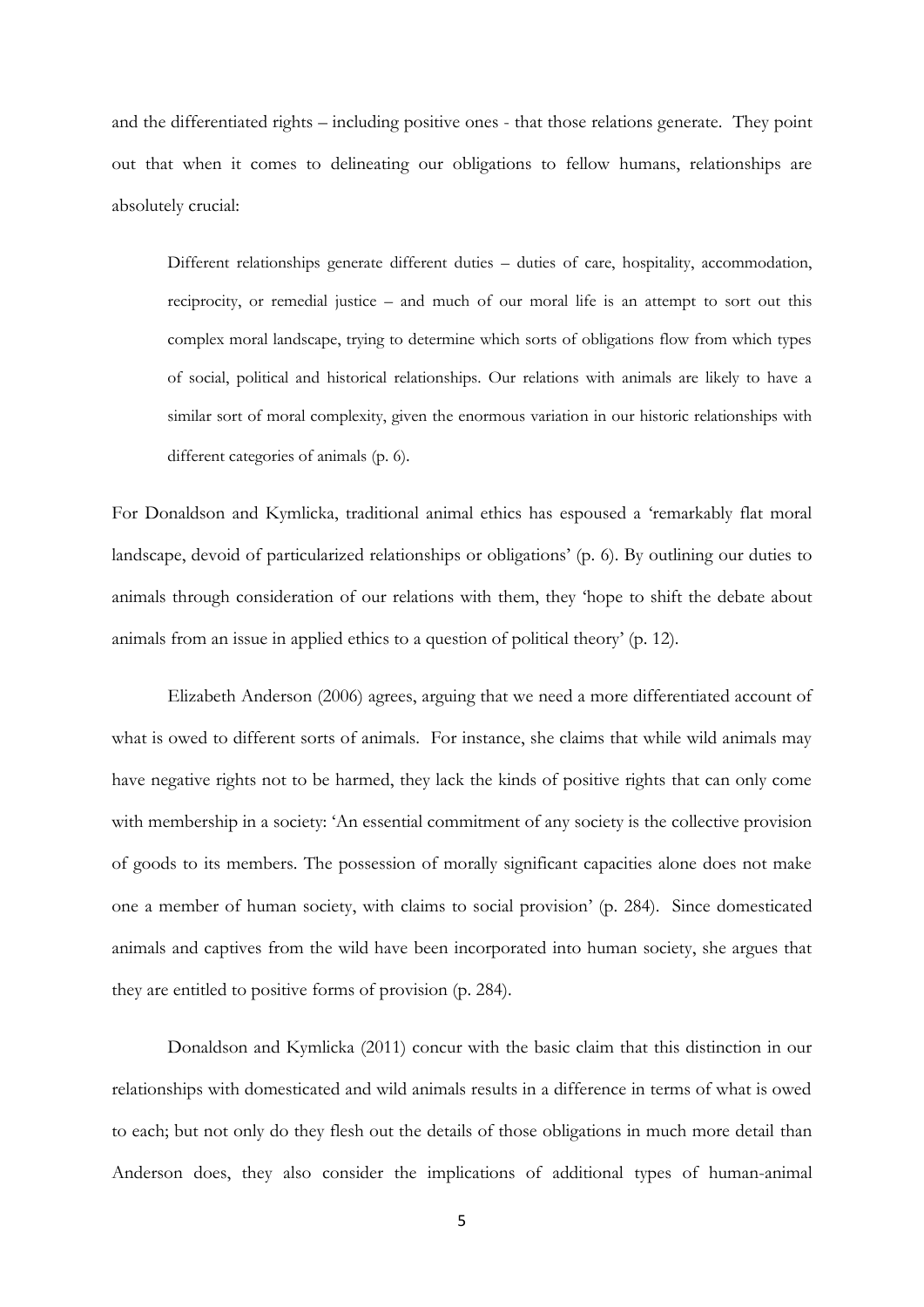and the differentiated rights – including positive ones - that those relations generate. They point out that when it comes to delineating our obligations to fellow humans, relationships are absolutely crucial:

> Different relationships generate different duties – duties of care, hospitality, accommodation, reciprocity, or remedial justice – and much of our moral life is an attempt to sort out this complex moral landscape, trying to determine which sorts of obligations flow from which types of social, political and historical relationships. Our relations with animals are likely to have a similar sort of moral complexity, given the enormous variation in our historic relationships with different categories of animals (p. 6).

For Donaldson and Kymlicka, traditional animal ethics has espoused a 'remarkably flat moral landscape, devoid of particularized relationships or obligations' (p. 6). By outlining our duties to animals through consideration of our relations with them, they 'hope to shift the debate about animals from an issue in applied ethics to a question of political theory' (p. 12).

Elizabeth Anderson (2006) agrees, arguing that we need a more differentiated account of what is owed to different sorts of animals. For instance, she claims that while wild animals may have negative rights not to be harmed, they lack the kinds of positive rights that can only come with membership in a society: 'An essential commitment of any society is the collective provision of goods to its members. The possession of morally significant capacities alone does not make one a member of human society, with claims to social provision' (p. 284). Since domesticated animals and captives from the wild have been incorporated into human society, she argues that they are entitled to positive forms of provision (p. 284).

Donaldson and Kymlicka (2011) concur with the basic claim that this distinction in our relationships with domesticated and wild animals results in a difference in terms of what is owed to each; but not only do they flesh out the details of those obligations in much more detail than Anderson does, they also consider the implications of additional types of human-animal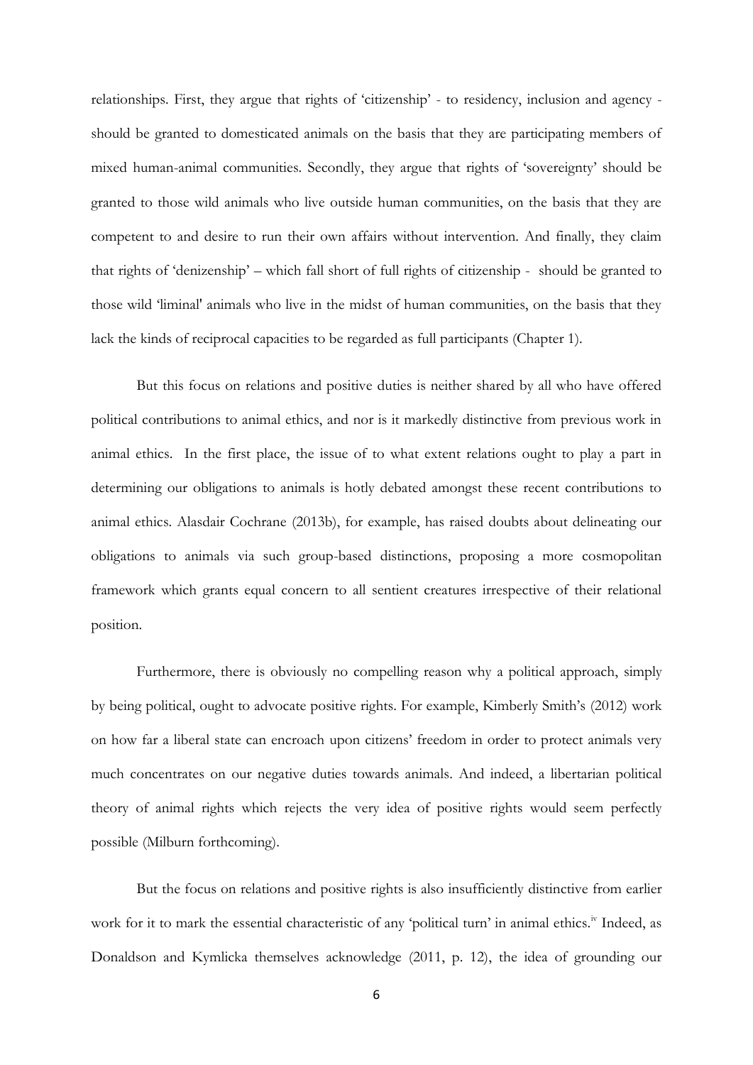relationships. First, they argue that rights of 'citizenship' - to residency, inclusion and agency - should be granted to domesticated animals on the basis that they are participating members of mixed human-animal communities. Secondly, they argue that rights of 'sovereignty' should be granted to those wild animals who live outside human communities, on the basis that they are competent to and desire to run their own affairs without intervention. And finally, they claim that rights of 'denizenship' – which fall short of full rights of citizenship - should be granted to those wild 'liminal' animals who live in the midst of human communities, on the basis that they lack the kinds of reciprocal capacities to be regarded as full participants (Chapter 1).

But this focus on relations and positive duties is neither shared by all who have offered political contributions to animal ethics, and nor is it markedly distinctive from previous work in animal ethics. In the first place, the issue of to what extent relations ought to play a part in determining our obligations to animals is hotly debated amongst these recent contributions to animal ethics. Alasdair Cochrane (2013b), for example, has raised doubts about delineating our obligations to animals via such group-based distinctions, proposing a more cosmopolitan framework which grants equal concern to all sentient creatures irrespective of their relational position.

Furthermore, there is obviously no compelling reason why a political approach, simply by being political, ought to advocate positive rights. For example, Kimberly Smith's (2012) work on how far a liberal state can encroach upon citizens' freedom in order to protect animals very much concentrates on our negative duties towards animals. And indeed, a libertarian political theory of animal rights which rejects the very idea of positive rights would seem perfectly possible (Milburn forthcoming).

But the focus on relations and positive rights is also insufficiently distinctive from earlier work for it to mark the essential characteristic of any 'political turn' in animal ethics.[iv] Indeed, as Donaldson and Kymlicka themselves acknowledge (2011, p. 12), the idea of grounding our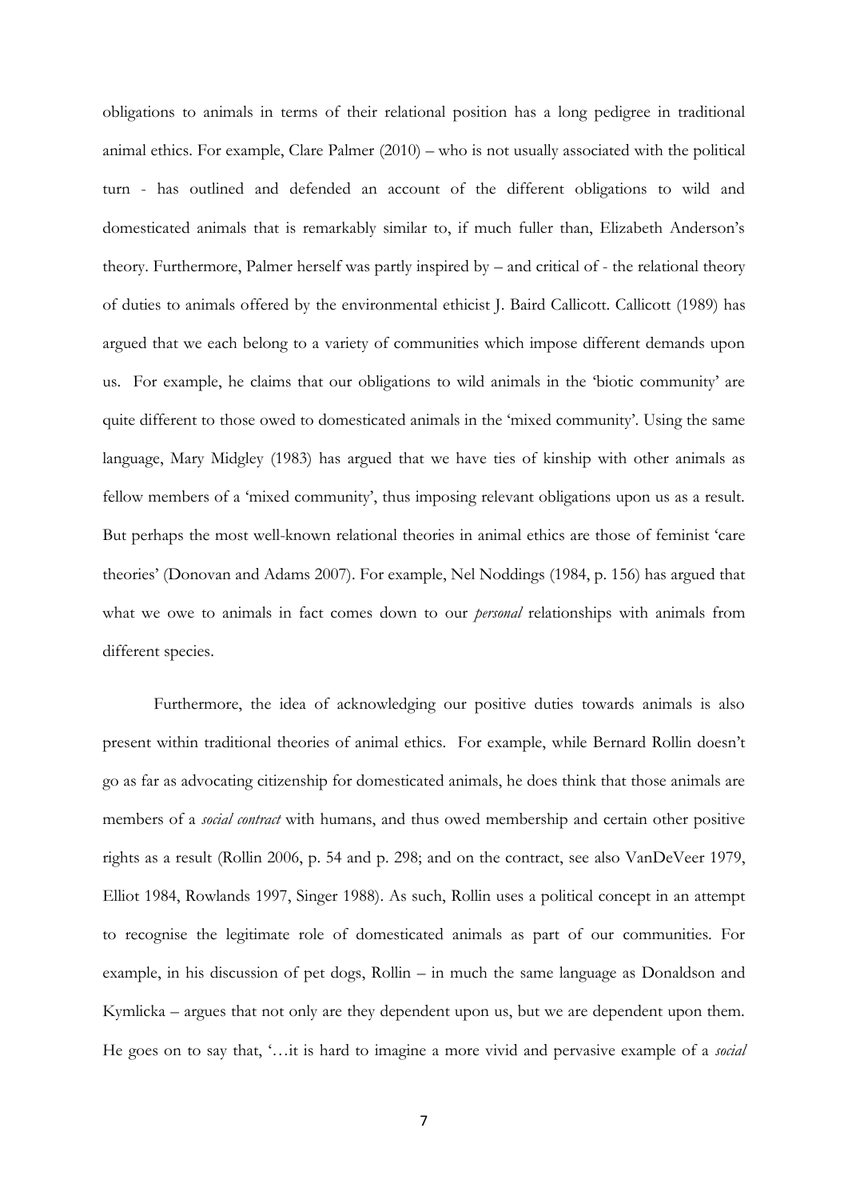obligations to animals in terms of their relational position has a long pedigree in traditional animal ethics. For example, Clare Palmer (2010) – who is not usually associated with the political turn - has outlined and defended an account of the different obligations to wild and domesticated animals that is remarkably similar to, if much fuller than, Elizabeth Anderson's theory. Furthermore, Palmer herself was partly inspired by – and critical of - the relational theory of duties to animals offered by the environmental ethicist J. Baird Callicott. Callicott (1989) has argued that we each belong to a variety of communities which impose different demands upon us. For example, he claims that our obligations to wild animals in the 'biotic community' are quite different to those owed to domesticated animals in the 'mixed community'. Using the same language, Mary Midgley (1983) has argued that we have ties of kinship with other animals as fellow members of a 'mixed community', thus imposing relevant obligations upon us as a result. But perhaps the most well-known relational theories in animal ethics are those of feminist 'care theories' (Donovan and Adams 2007). For example, Nel Noddings (1984, p. 156) has argued that what we owe to animals in fact comes down to our *personal* relationships with animals from different species.

Furthermore, the idea of acknowledging our positive duties towards animals is also present within traditional theories of animal ethics. For example, while Bernard Rollin doesn't go as far as advocating citizenship for domesticated animals, he does think that those animals are members of a *social contract* with humans, and thus owed membership and certain other positive rights as a result (Rollin 2006, p. 54 and p. 298; and on the contract, see also VanDeVeer 1979, Elliot 1984, Rowlands 1997, Singer 1988). As such, Rollin uses a political concept in an attempt to recognise the legitimate role of domesticated animals as part of our communities. For example, in his discussion of pet dogs, Rollin – in much the same language as Donaldson and Kymlicka – argues that not only are they dependent upon us, but we are dependent upon them. He goes on to say that, '…it is hard to imagine a more vivid and pervasive example of a *social*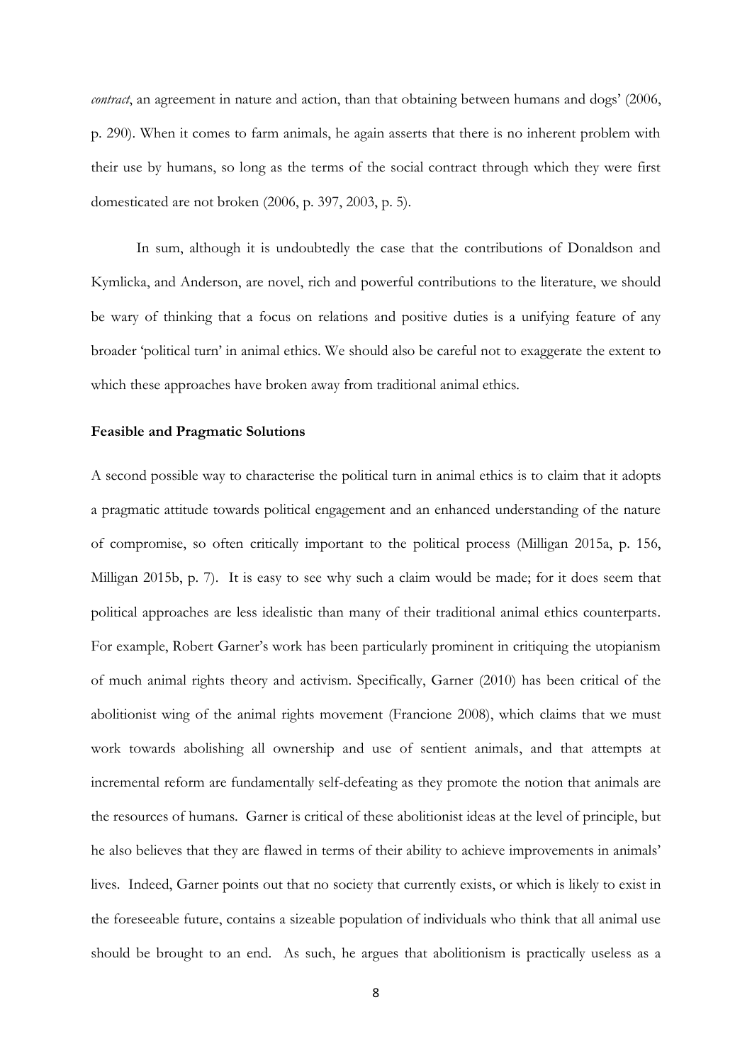*contract*, an agreement in nature and action, than that obtaining between humans and dogs' (2006, p. 290). When it comes to farm animals, he again asserts that there is no inherent problem with their use by humans, so long as the terms of the social contract through which they were first domesticated are not broken (2006, p. 397, 2003, p. 5).

In sum, although it is undoubtedly the case that the contributions of Donaldson and Kymlicka, and Anderson, are novel, rich and powerful contributions to the literature, we should be wary of thinking that a focus on relations and positive duties is a unifying feature of any broader 'political turn' in animal ethics. We should also be careful not to exaggerate the extent to which these approaches have broken away from traditional animal ethics.

**Feasible and Pragmatic Solutions**

A second possible way to characterise the political turn in animal ethics is to claim that it adopts a pragmatic attitude towards political engagement and an enhanced understanding of the nature of compromise, so often critically important to the political process (Milligan 2015a, p. 156, Milligan 2015b, p. 7). It is easy to see why such a claim would be made; for it does seem that political approaches are less idealistic than many of their traditional animal ethics counterparts. For example, Robert Garner's work has been particularly prominent in critiquing the utopianism of much animal rights theory and activism. Specifically, Garner (2010) has been critical of the abolitionist wing of the animal rights movement (Francione 2008), which claims that we must work towards abolishing all ownership and use of sentient animals, and that attempts at incremental reform are fundamentally self-defeating as they promote the notion that animals are the resources of humans. Garner is critical of these abolitionist ideas at the level of principle, but he also believes that they are flawed in terms of their ability to achieve improvements in animals' lives. Indeed, Garner points out that no society that currently exists, or which is likely to exist in the foreseeable future, contains a sizeable population of individuals who think that all animal use should be brought to an end. As such, he argues that abolitionism is practically useless as a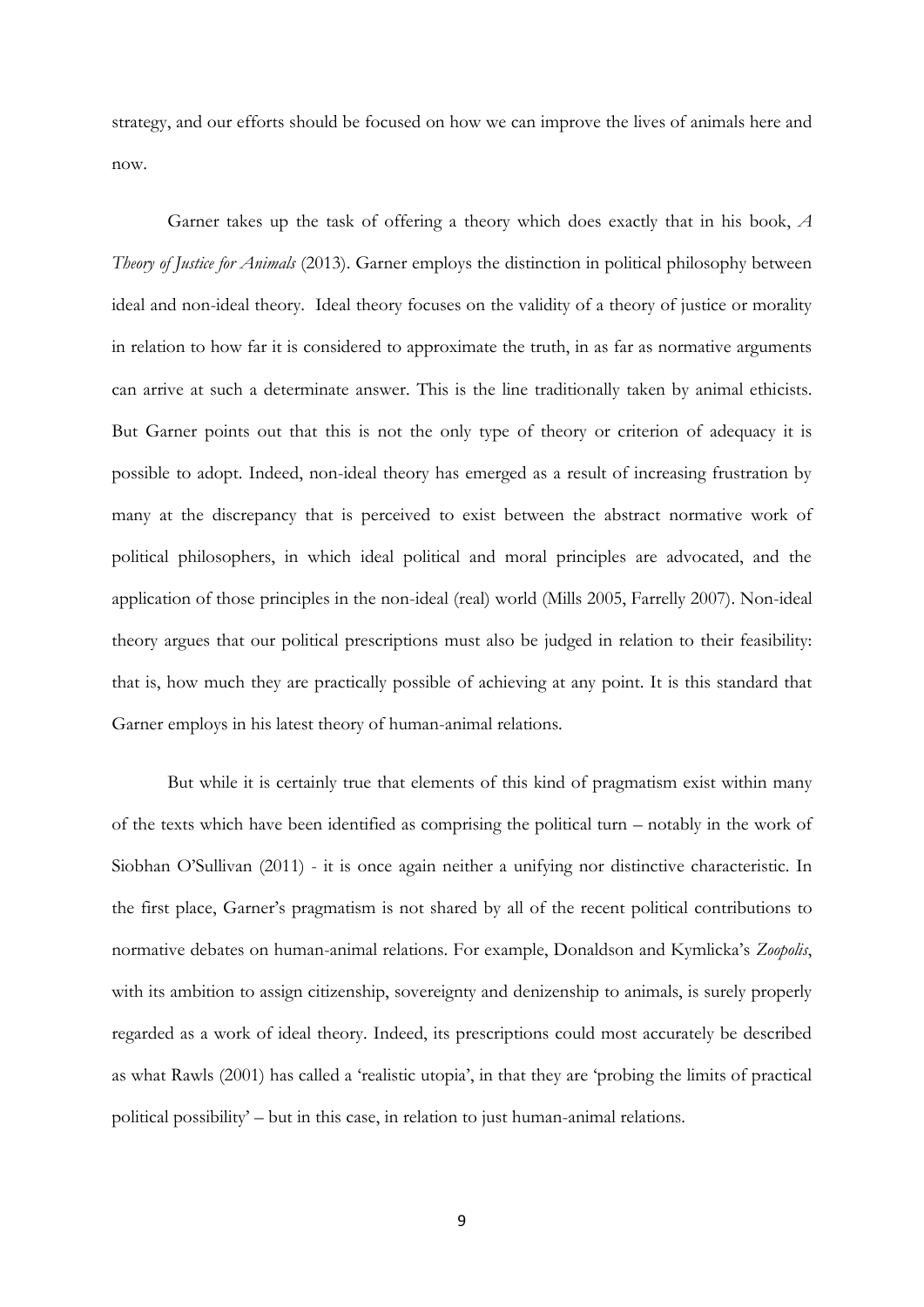strategy, and our efforts should be focused on how we can improve the lives of animals here and now.

Garner takes up the task of offering a theory which does exactly that in his book, *A Theory of Justice for Animals* (2013). Garner employs the distinction in political philosophy between ideal and non-ideal theory. Ideal theory focuses on the validity of a theory of justice or morality in relation to how far it is considered to approximate the truth, in as far as normative arguments can arrive at such a determinate answer. This is the line traditionally taken by animal ethicists. But Garner points out that this is not the only type of theory or criterion of adequacy it is possible to adopt. Indeed, non-ideal theory has emerged as a result of increasing frustration by many at the discrepancy that is perceived to exist between the abstract normative work of political philosophers, in which ideal political and moral principles are advocated, and the application of those principles in the non-ideal (real) world (Mills 2005, Farrelly 2007). Non-ideal theory argues that our political prescriptions must also be judged in relation to their feasibility: that is, how much they are practically possible of achieving at any point. It is this standard that Garner employs in his latest theory of human-animal relations.

But while it is certainly true that elements of this kind of pragmatism exist within many of the texts which have been identified as comprising the political turn – notably in the work of Siobhan O'Sullivan (2011) - it is once again neither a unifying nor distinctive characteristic. In the first place, Garner's pragmatism is not shared by all of the recent political contributions to normative debates on human-animal relations. For example, Donaldson and Kymlicka's *Zoopolis*, with its ambition to assign citizenship, sovereignty and denizenship to animals, is surely properly regarded as a work of ideal theory. Indeed, its prescriptions could most accurately be described as what Rawls (2001) has called a 'realistic utopia', in that they are 'probing the limits of practical political possibility' – but in this case, in relation to just human-animal relations.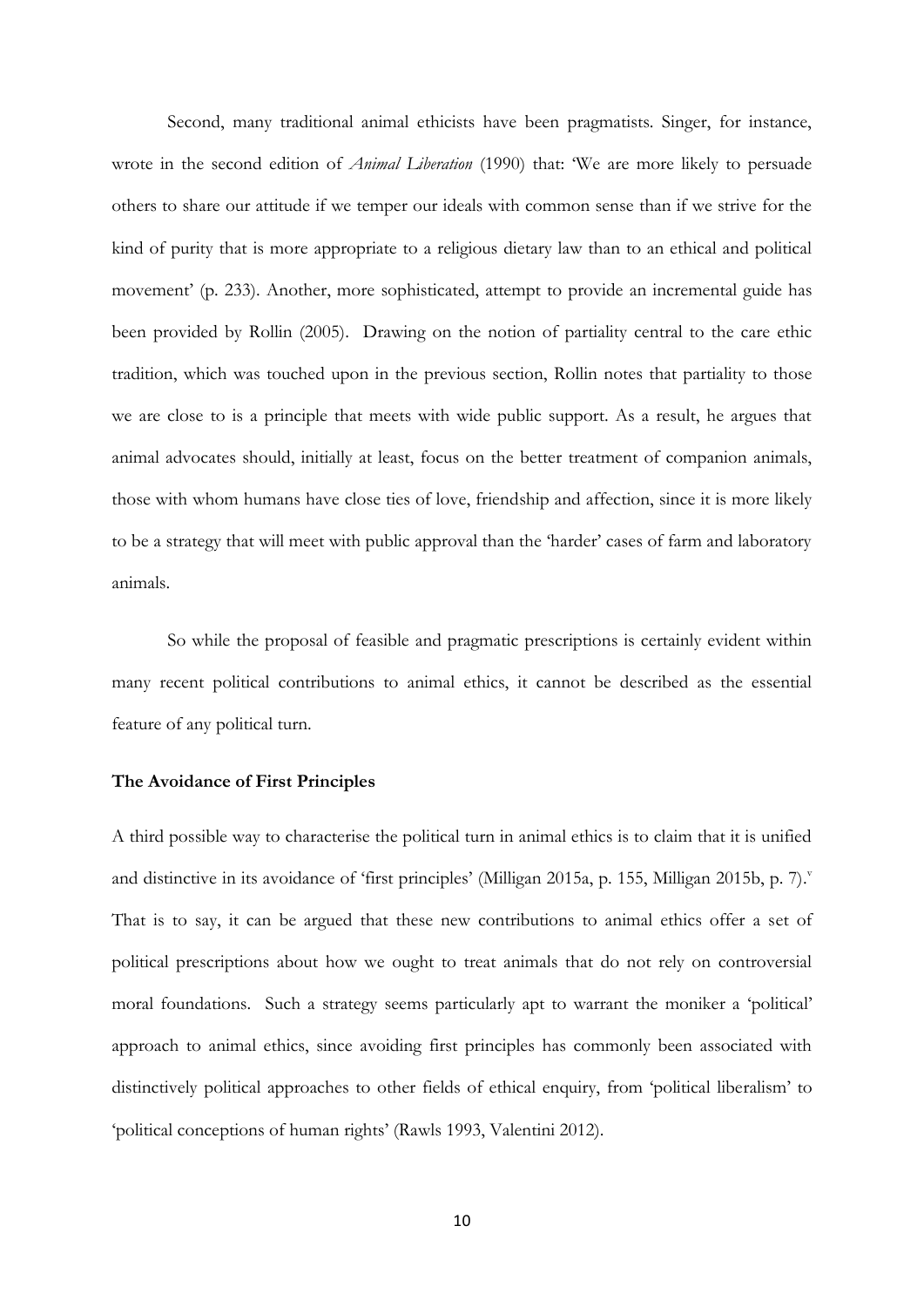Second, many traditional animal ethicists have been pragmatists. Singer, for instance, wrote in the second edition of *Animal Liberation* (1990) that: 'We are more likely to persuade others to share our attitude if we temper our ideals with common sense than if we strive for the kind of purity that is more appropriate to a religious dietary law than to an ethical and political movement' (p. 233). Another, more sophisticated, attempt to provide an incremental guide has been provided by Rollin (2005). Drawing on the notion of partiality central to the care ethic tradition, which was touched upon in the previous section, Rollin notes that partiality to those we are close to is a principle that meets with wide public support. As a result, he argues that animal advocates should, initially at least, focus on the better treatment of companion animals, those with whom humans have close ties of love, friendship and affection, since it is more likely to be a strategy that will meet with public approval than the 'harder' cases of farm and laboratory animals.

So while the proposal of feasible and pragmatic prescriptions is certainly evident within many recent political contributions to animal ethics, it cannot be described as the essential feature of any political turn.

**The Avoidance of First Principles**

A third possible way to characterise the political turn in animal ethics is to claim that it is unified and distinctive in its avoidance of 'first principles' (Milligan 2015a, p. 155, Milligan 2015b, p. 7).[v] That is to say, it can be argued that these new contributions to animal ethics offer a set of political prescriptions about how we ought to treat animals that do not rely on controversial moral foundations. Such a strategy seems particularly apt to warrant the moniker a 'political' approach to animal ethics, since avoiding first principles has commonly been associated with distinctively political approaches to other fields of ethical enquiry, from 'political liberalism' to 'political conceptions of human rights' (Rawls 1993, Valentini 2012).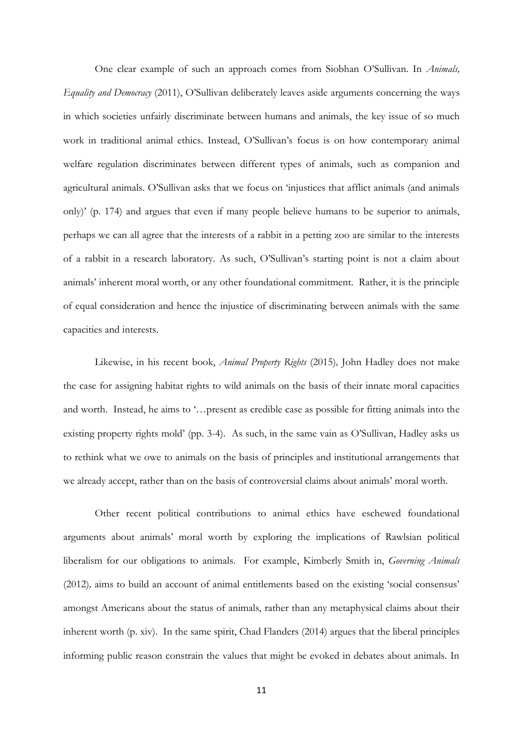One clear example of such an approach comes from Siobhan O'Sullivan. In *Animals, Equality and Democracy* (2011), O'Sullivan deliberately leaves aside arguments concerning the ways in which societies unfairly discriminate between humans and animals, the key issue of so much work in traditional animal ethics. Instead, O'Sullivan's focus is on how contemporary animal welfare regulation discriminates between different types of animals, such as companion and agricultural animals. O'Sullivan asks that we focus on 'injustices that afflict animals (and animals only)' (p. 174) and argues that even if many people believe humans to be superior to animals, perhaps we can all agree that the interests of a rabbit in a petting zoo are similar to the interests of a rabbit in a research laboratory. As such, O'Sullivan's starting point is not a claim about animals' inherent moral worth, or any other foundational commitment. Rather, it is the principle of equal consideration and hence the injustice of discriminating between animals with the same capacities and interests.

Likewise, in his recent book, *Animal Property Rights* (2015), John Hadley does not make the case for assigning habitat rights to wild animals on the basis of their innate moral capacities and worth. Instead, he aims to '…present as credible case as possible for fitting animals into the existing property rights mold' (pp. 3-4). As such, in the same vain as O'Sullivan, Hadley asks us to rethink what we owe to animals on the basis of principles and institutional arrangements that we already accept, rather than on the basis of controversial claims about animals' moral worth.

Other recent political contributions to animal ethics have eschewed foundational arguments about animals' moral worth by exploring the implications of Rawlsian political liberalism for our obligations to animals. For example, Kimberly Smith in, *Governing Animals* (2012), aims to build an account of animal entitlements based on the existing 'social consensus' amongst Americans about the status of animals, rather than any metaphysical claims about their inherent worth (p. xiv). In the same spirit, Chad Flanders (2014) argues that the liberal principles informing public reason constrain the values that might be evoked in debates about animals. In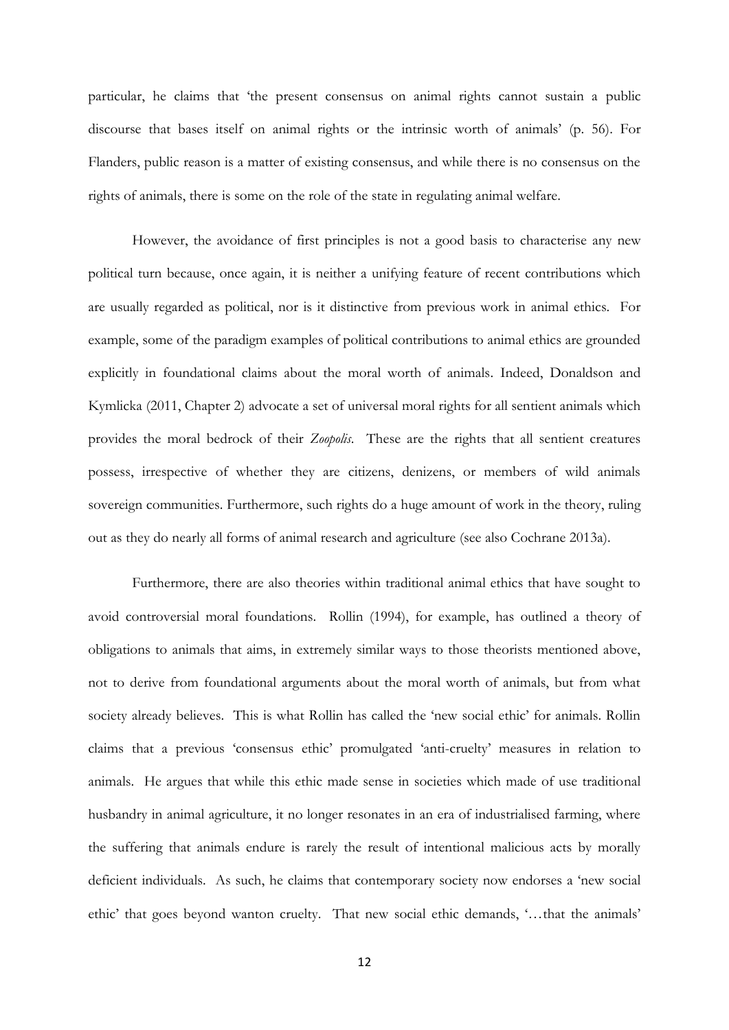particular, he claims that 'the present consensus on animal rights cannot sustain a public discourse that bases itself on animal rights or the intrinsic worth of animals' (p. 56). For Flanders, public reason is a matter of existing consensus, and while there is no consensus on the rights of animals, there is some on the role of the state in regulating animal welfare.

However, the avoidance of first principles is not a good basis to characterise any new political turn because, once again, it is neither a unifying feature of recent contributions which are usually regarded as political, nor is it distinctive from previous work in animal ethics. For example, some of the paradigm examples of political contributions to animal ethics are grounded explicitly in foundational claims about the moral worth of animals. Indeed, Donaldson and Kymlicka (2011, Chapter 2) advocate a set of universal moral rights for all sentient animals which provides the moral bedrock of their *Zoopolis*. These are the rights that all sentient creatures possess, irrespective of whether they are citizens, denizens, or members of wild animals sovereign communities. Furthermore, such rights do a huge amount of work in the theory, ruling out as they do nearly all forms of animal research and agriculture (see also Cochrane 2013a).

Furthermore, there are also theories within traditional animal ethics that have sought to avoid controversial moral foundations. Rollin (1994), for example, has outlined a theory of obligations to animals that aims, in extremely similar ways to those theorists mentioned above, not to derive from foundational arguments about the moral worth of animals, but from what society already believes. This is what Rollin has called the 'new social ethic' for animals. Rollin claims that a previous 'consensus ethic' promulgated 'anti-cruelty' measures in relation to animals. He argues that while this ethic made sense in societies which made of use traditional husbandry in animal agriculture, it no longer resonates in an era of industrialised farming, where the suffering that animals endure is rarely the result of intentional malicious acts by morally deficient individuals. As such, he claims that contemporary society now endorses a 'new social ethic' that goes beyond wanton cruelty. That new social ethic demands, '…that the animals'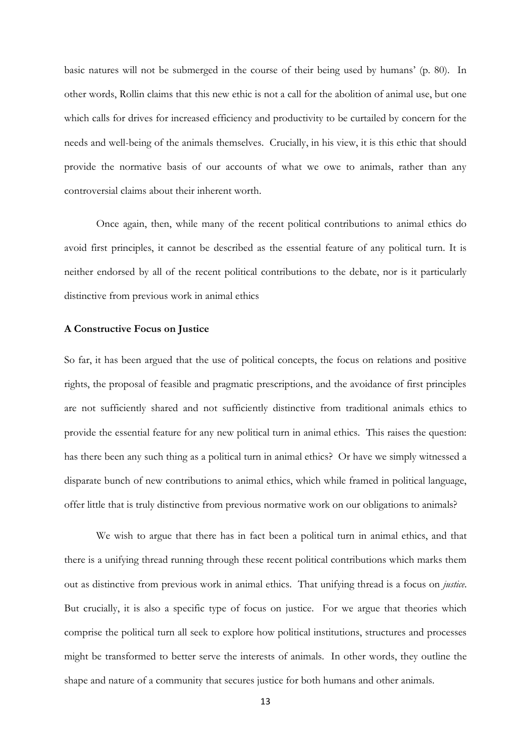basic natures will not be submerged in the course of their being used by humans' (p. 80). In other words, Rollin claims that this new ethic is not a call for the abolition of animal use, but one which calls for drives for increased efficiency and productivity to be curtailed by concern for the needs and well-being of the animals themselves. Crucially, in his view, it is this ethic that should provide the normative basis of our accounts of what we owe to animals, rather than any controversial claims about their inherent worth.

Once again, then, while many of the recent political contributions to animal ethics do avoid first principles, it cannot be described as the essential feature of any political turn. It is neither endorsed by all of the recent political contributions to the debate, nor is it particularly distinctive from previous work in animal ethics

**A Constructive Focus on Justice**

So far, it has been argued that the use of political concepts, the focus on relations and positive rights, the proposal of feasible and pragmatic prescriptions, and the avoidance of first principles are not sufficiently shared and not sufficiently distinctive from traditional animals ethics to provide the essential feature for any new political turn in animal ethics. This raises the question: has there been any such thing as a political turn in animal ethics? Or have we simply witnessed a disparate bunch of new contributions to animal ethics, which while framed in political language, offer little that is truly distinctive from previous normative work on our obligations to animals?

We wish to argue that there has in fact been a political turn in animal ethics, and that there is a unifying thread running through these recent political contributions which marks them out as distinctive from previous work in animal ethics. That unifying thread is a focus on *justice*. But crucially, it is also a specific type of focus on justice. For we argue that theories which comprise the political turn all seek to explore how political institutions, structures and processes might be transformed to better serve the interests of animals. In other words, they outline the shape and nature of a community that secures justice for both humans and other animals.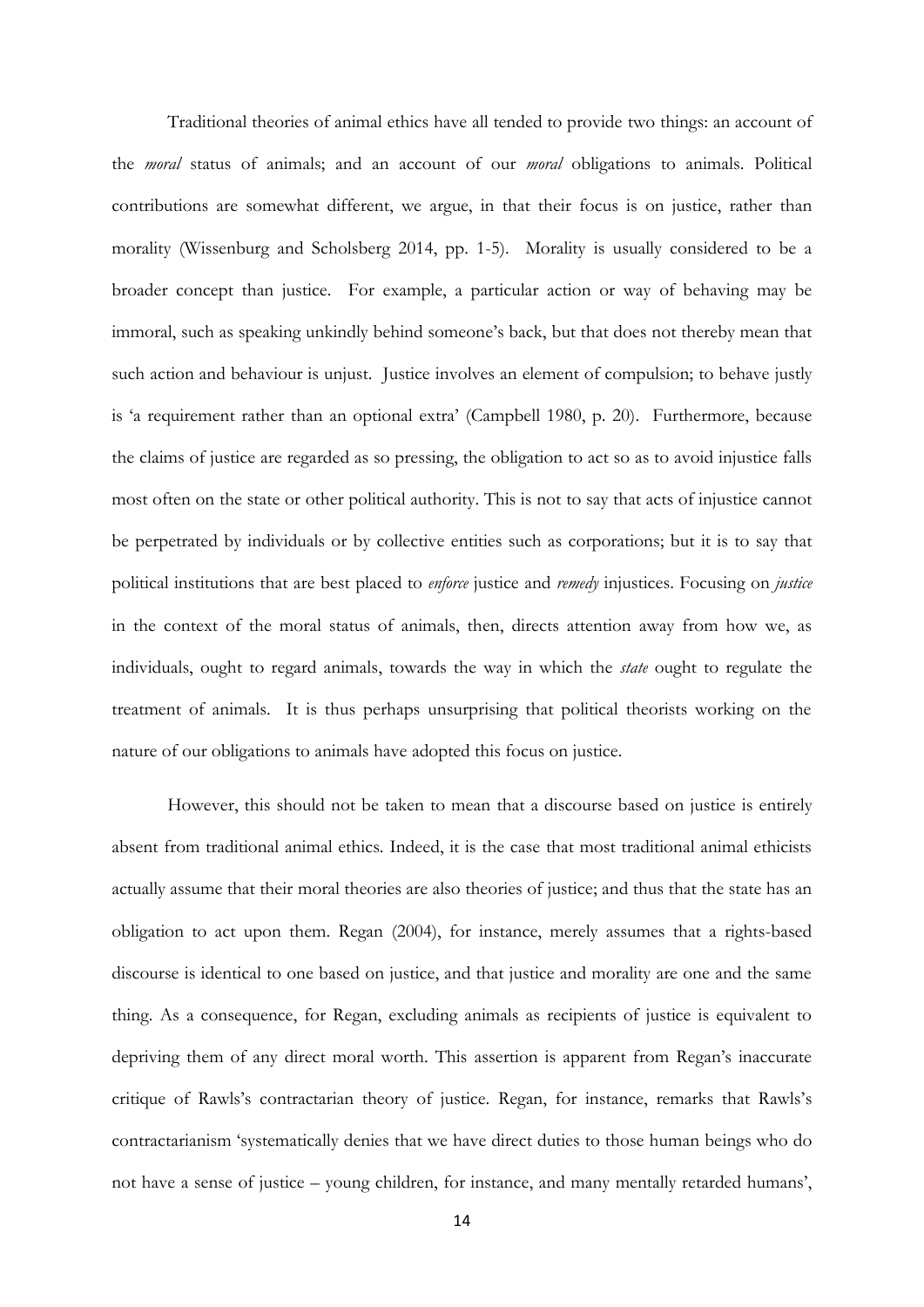Traditional theories of animal ethics have all tended to provide two things: an account of the *moral* status of animals; and an account of our *moral* obligations to animals. Political contributions are somewhat different, we argue, in that their focus is on justice, rather than morality (Wissenburg and Scholsberg 2014, pp. 1-5). Morality is usually considered to be a broader concept than justice. For example, a particular action or way of behaving may be immoral, such as speaking unkindly behind someone's back, but that does not thereby mean that such action and behaviour is unjust. Justice involves an element of compulsion; to behave justly is 'a requirement rather than an optional extra' (Campbell 1980, p. 20). Furthermore, because the claims of justice are regarded as so pressing, the obligation to act so as to avoid injustice falls most often on the state or other political authority. This is not to say that acts of injustice cannot be perpetrated by individuals or by collective entities such as corporations; but it is to say that political institutions that are best placed to *enforce* justice and *remedy* injustices. Focusing on *justice* in the context of the moral status of animals, then, directs attention away from how we, as individuals, ought to regard animals, towards the way in which the *state* ought to regulate the treatment of animals. It is thus perhaps unsurprising that political theorists working on the nature of our obligations to animals have adopted this focus on justice.

However, this should not be taken to mean that a discourse based on justice is entirely absent from traditional animal ethics. Indeed, it is the case that most traditional animal ethicists actually assume that their moral theories are also theories of justice; and thus that the state has an obligation to act upon them. Regan (2004), for instance, merely assumes that a rights-based discourse is identical to one based on justice, and that justice and morality are one and the same thing. As a consequence, for Regan, excluding animals as recipients of justice is equivalent to depriving them of any direct moral worth. This assertion is apparent from Regan's inaccurate critique of Rawls's contractarian theory of justice. Regan, for instance, remarks that Rawls's contractarianism 'systematically denies that we have direct duties to those human beings who do not have a sense of justice – young children, for instance, and many mentally retarded humans',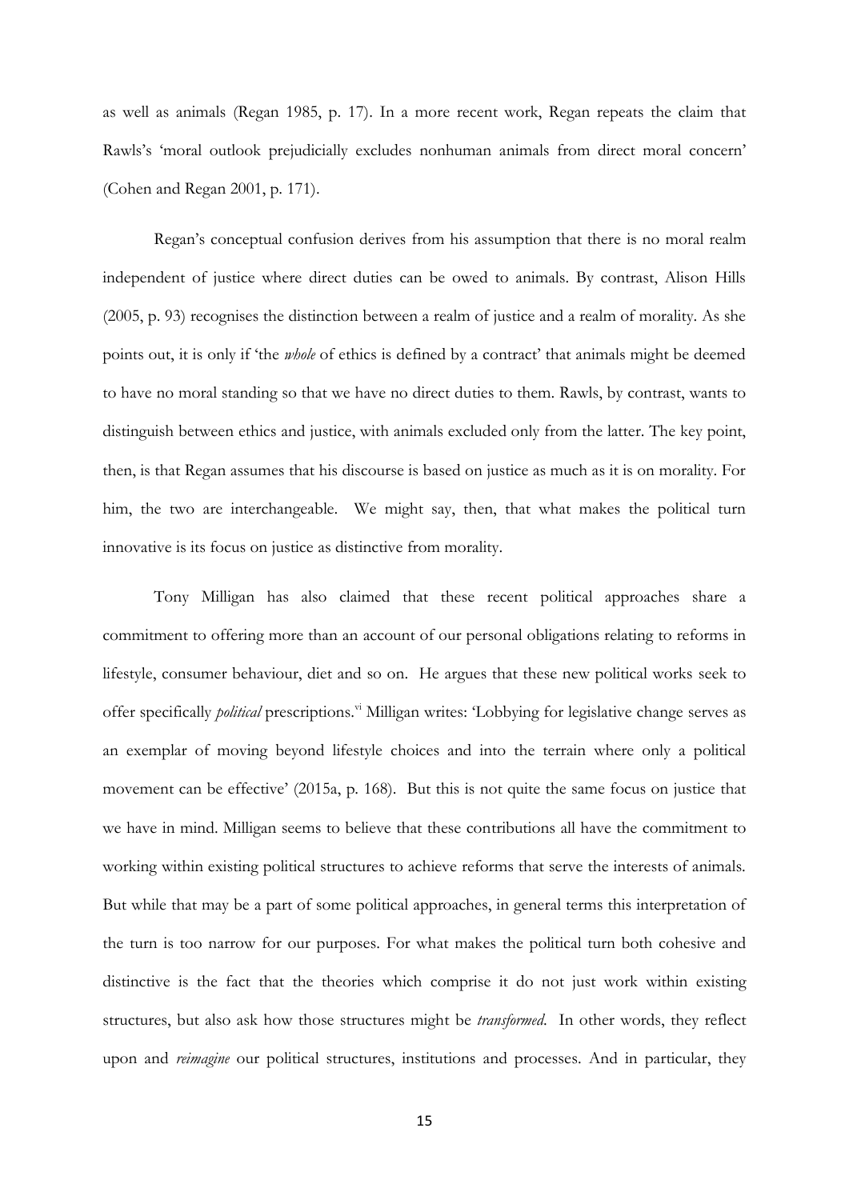as well as animals (Regan 1985, p. 17). In a more recent work, Regan repeats the claim that Rawls's 'moral outlook prejudicially excludes nonhuman animals from direct moral concern' (Cohen and Regan 2001, p. 171).

Regan's conceptual confusion derives from his assumption that there is no moral realm independent of justice where direct duties can be owed to animals. By contrast, Alison Hills (2005, p. 93) recognises the distinction between a realm of justice and a realm of morality. As she points out, it is only if 'the *whole* of ethics is defined by a contract' that animals might be deemed to have no moral standing so that we have no direct duties to them. Rawls, by contrast, wants to distinguish between ethics and justice, with animals excluded only from the latter. The key point, then, is that Regan assumes that his discourse is based on justice as much as it is on morality. For him, the two are interchangeable. We might say, then, that what makes the political turn innovative is its focus on justice as distinctive from morality.

Tony Milligan has also claimed that these recent political approaches share a commitment to offering more than an account of our personal obligations relating to reforms in lifestyle, consumer behaviour, diet and so on. He argues that these new political works seek to offer specifically *political* prescriptions.[vi] Milligan writes: 'Lobbying for legislative change serves as an exemplar of moving beyond lifestyle choices and into the terrain where only a political movement can be effective' (2015a, p. 168). But this is not quite the same focus on justice that we have in mind. Milligan seems to believe that these contributions all have the commitment to working within existing political structures to achieve reforms that serve the interests of animals. But while that may be a part of some political approaches, in general terms this interpretation of the turn is too narrow for our purposes. For what makes the political turn both cohesive and distinctive is the fact that the theories which comprise it do not just work within existing structures, but also ask how those structures might be *transformed*. In other words, they reflect upon and *reimagine* our political structures, institutions and processes. And in particular, they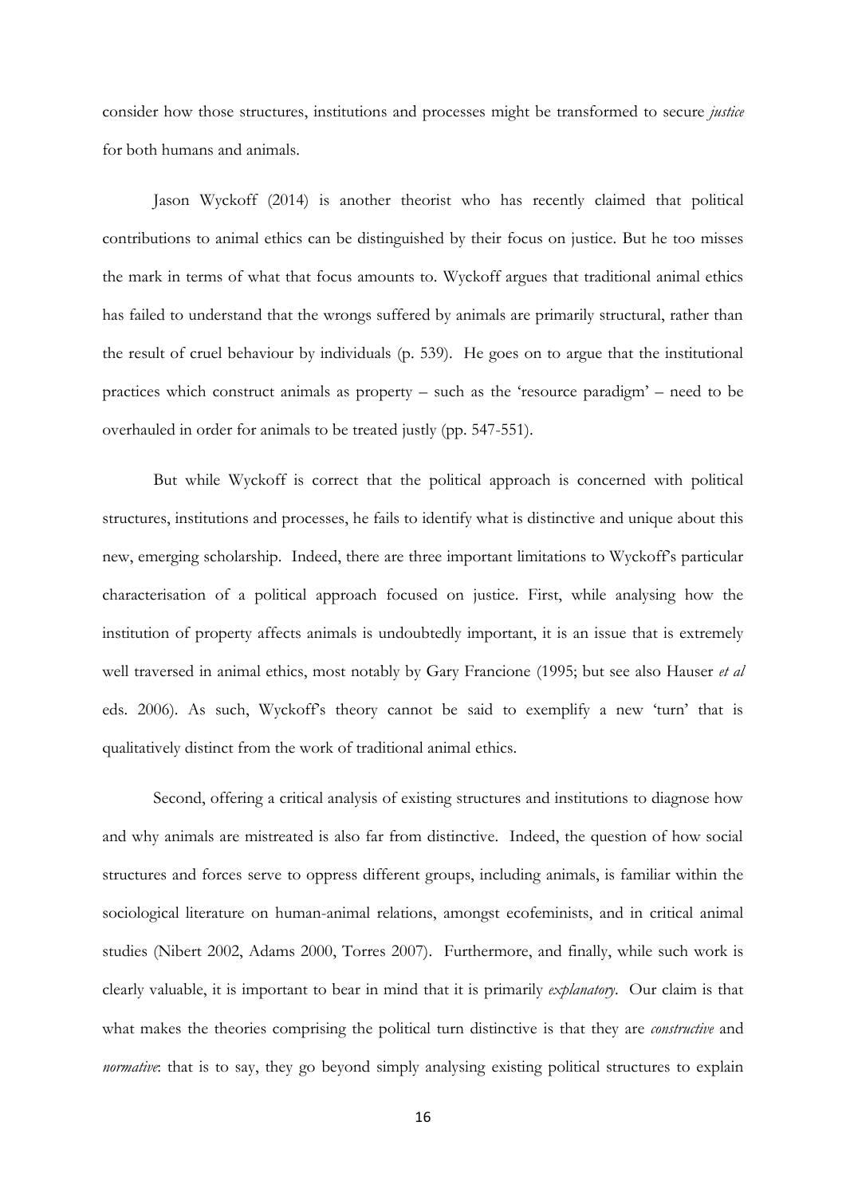consider how those structures, institutions and processes might be transformed to secure *justice* for both humans and animals.

Jason Wyckoff (2014) is another theorist who has recently claimed that political contributions to animal ethics can be distinguished by their focus on justice. But he too misses the mark in terms of what that focus amounts to. Wyckoff argues that traditional animal ethics has failed to understand that the wrongs suffered by animals are primarily structural, rather than the result of cruel behaviour by individuals (p. 539). He goes on to argue that the institutional practices which construct animals as property – such as the 'resource paradigm' – need to be overhauled in order for animals to be treated justly (pp. 547-551).

But while Wyckoff is correct that the political approach is concerned with political structures, institutions and processes, he fails to identify what is distinctive and unique about this new, emerging scholarship. Indeed, there are three important limitations to Wyckoff's particular characterisation of a political approach focused on justice. First, while analysing how the institution of property affects animals is undoubtedly important, it is an issue that is extremely well traversed in animal ethics, most notably by Gary Francione (1995; but see also Hauser *et al* eds. 2006). As such, Wyckoff's theory cannot be said to exemplify a new 'turn' that is qualitatively distinct from the work of traditional animal ethics.

Second, offering a critical analysis of existing structures and institutions to diagnose how and why animals are mistreated is also far from distinctive. Indeed, the question of how social structures and forces serve to oppress different groups, including animals, is familiar within the sociological literature on human-animal relations, amongst ecofeminists, and in critical animal studies (Nibert 2002, Adams 2000, Torres 2007). Furthermore, and finally, while such work is clearly valuable, it is important to bear in mind that it is primarily *explanatory*. Our claim is that what makes the theories comprising the political turn distinctive is that they are *constructive* and *normative*: that is to say, they go beyond simply analysing existing political structures to explain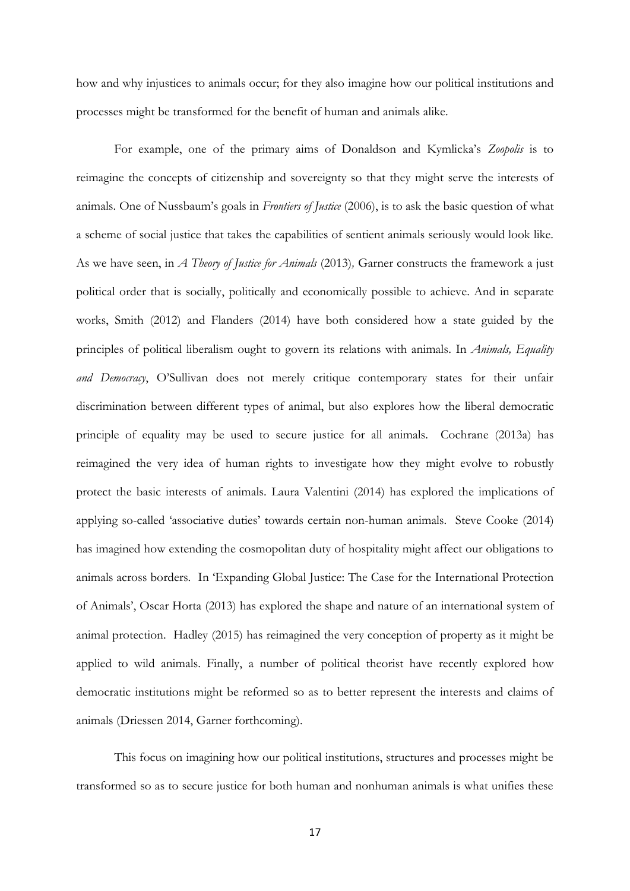how and why injustices to animals occur; for they also imagine how our political institutions and processes might be transformed for the benefit of human and animals alike.

For example, one of the primary aims of Donaldson and Kymlicka's *Zoopolis* is to reimagine the concepts of citizenship and sovereignty so that they might serve the interests of animals. One of Nussbaum's goals in *Frontiers of Justice* (2006), is to ask the basic question of what a scheme of social justice that takes the capabilities of sentient animals seriously would look like. As we have seen, in *A Theory of Justice for Animals* (2013)*,* Garner constructs the framework a just political order that is socially, politically and economically possible to achieve. And in separate works, Smith (2012) and Flanders (2014) have both considered how a state guided by the principles of political liberalism ought to govern its relations with animals. In *Animals, Equality and Democracy*, O'Sullivan does not merely critique contemporary states for their unfair discrimination between different types of animal, but also explores how the liberal democratic principle of equality may be used to secure justice for all animals. Cochrane (2013a) has reimagined the very idea of human rights to investigate how they might evolve to robustly protect the basic interests of animals. Laura Valentini (2014) has explored the implications of applying so-called 'associative duties' towards certain non-human animals. Steve Cooke (2014) has imagined how extending the cosmopolitan duty of hospitality might affect our obligations to animals across borders. In 'Expanding Global Justice: The Case for the International Protection of Animals', Oscar Horta (2013) has explored the shape and nature of an international system of animal protection. Hadley (2015) has reimagined the very conception of property as it might be applied to wild animals. Finally, a number of political theorist have recently explored how democratic institutions might be reformed so as to better represent the interests and claims of animals (Driessen 2014, Garner forthcoming).

This focus on imagining how our political institutions, structures and processes might be transformed so as to secure justice for both human and nonhuman animals is what unifies these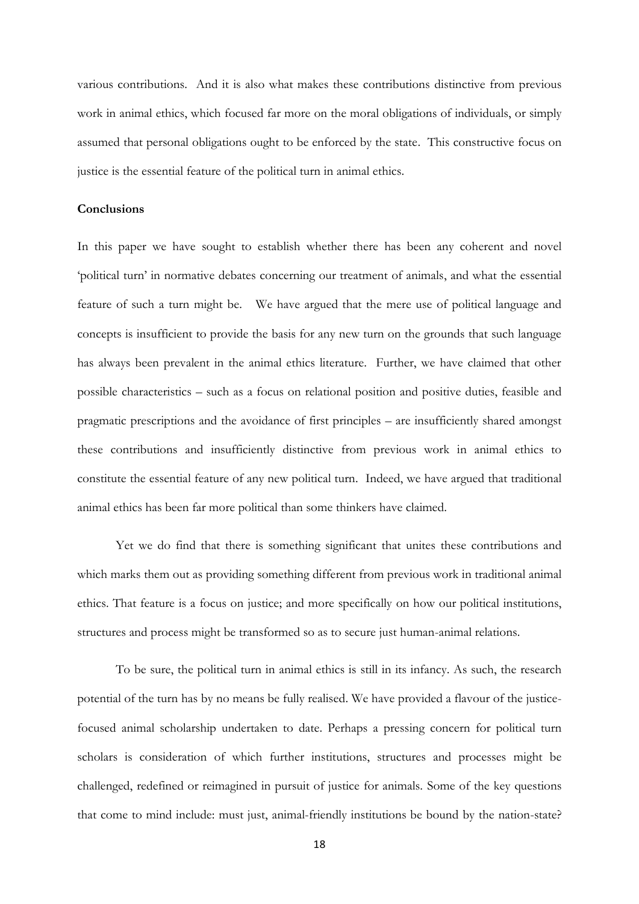various contributions. And it is also what makes these contributions distinctive from previous work in animal ethics, which focused far more on the moral obligations of individuals, or simply assumed that personal obligations ought to be enforced by the state. This constructive focus on justice is the essential feature of the political turn in animal ethics.

**Conclusions**

In this paper we have sought to establish whether there has been any coherent and novel 'political turn' in normative debates concerning our treatment of animals, and what the essential feature of such a turn might be. We have argued that the mere use of political language and concepts is insufficient to provide the basis for any new turn on the grounds that such language has always been prevalent in the animal ethics literature. Further, we have claimed that other possible characteristics – such as a focus on relational position and positive duties, feasible and pragmatic prescriptions and the avoidance of first principles – are insufficiently shared amongst these contributions and insufficiently distinctive from previous work in animal ethics to constitute the essential feature of any new political turn. Indeed, we have argued that traditional animal ethics has been far more political than some thinkers have claimed.

Yet we do find that there is something significant that unites these contributions and which marks them out as providing something different from previous work in traditional animal ethics. That feature is a focus on justice; and more specifically on how our political institutions, structures and process might be transformed so as to secure just human-animal relations.

To be sure, the political turn in animal ethics is still in its infancy. As such, the research potential of the turn has by no means be fully realised. We have provided a flavour of the justice-focused animal scholarship undertaken to date. Perhaps a pressing concern for political turn scholars is consideration of which further institutions, structures and processes might be challenged, redefined or reimagined in pursuit of justice for animals. Some of the key questions that come to mind include: must just, animal-friendly institutions be bound by the nation-state?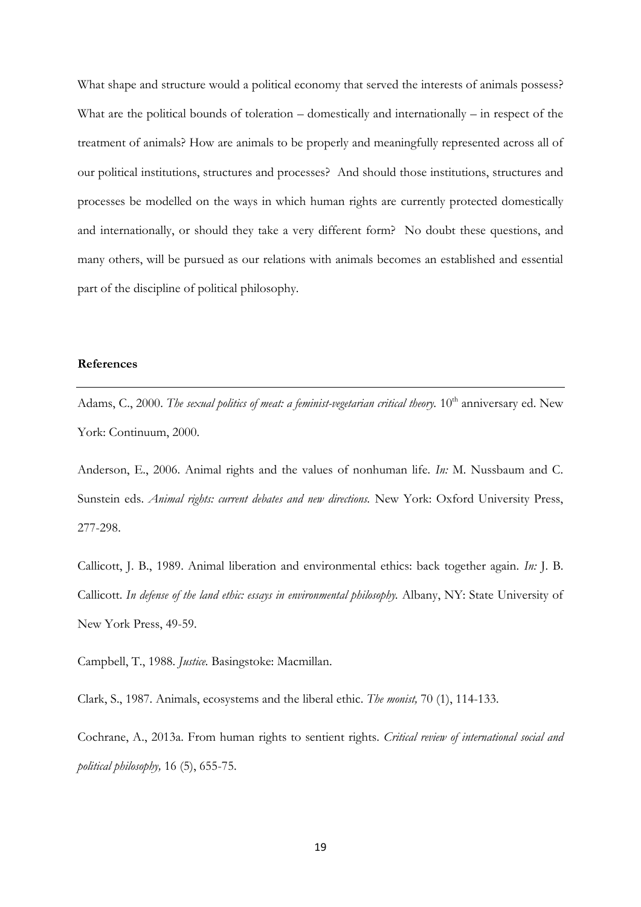What shape and structure would a political economy that served the interests of animals possess? What are the political bounds of toleration – domestically and internationally – in respect of the treatment of animals? How are animals to be properly and meaningfully represented across all of our political institutions, structures and processes? And should those institutions, structures and processes be modelled on the ways in which human rights are currently protected domestically and internationally, or should they take a very different form? No doubt these questions, and many others, will be pursued as our relations with animals becomes an established and essential part of the discipline of political philosophy.

## References

Adams, C., 2000. *The sexual politics of meat: a feminist-vegetarian critical theory.* 10th anniversary ed. New York: Continuum, 2000.

Anderson, E., 2006. Animal rights and the values of nonhuman life. *In:* M. Nussbaum and C. Sunstein eds. *Animal rights: current debates and new directions.* New York: Oxford University Press, 277-298.

Callicott, J. B., 1989. Animal liberation and environmental ethics: back together again. *In:* J. B. Callicott. *In defense of the land ethic: essays in environmental philosophy.* Albany, NY: State University of New York Press, 49-59.

Campbell, T., 1988. *Justice.* Basingstoke: Macmillan.

Clark, S., 1987. Animals, ecosystems and the liberal ethic. *The monist,* 70 (1), 114-133.

Cochrane, A., 2013a. From human rights to sentient rights. *Critical review of international social and political philosophy,* 16 (5), 655-75.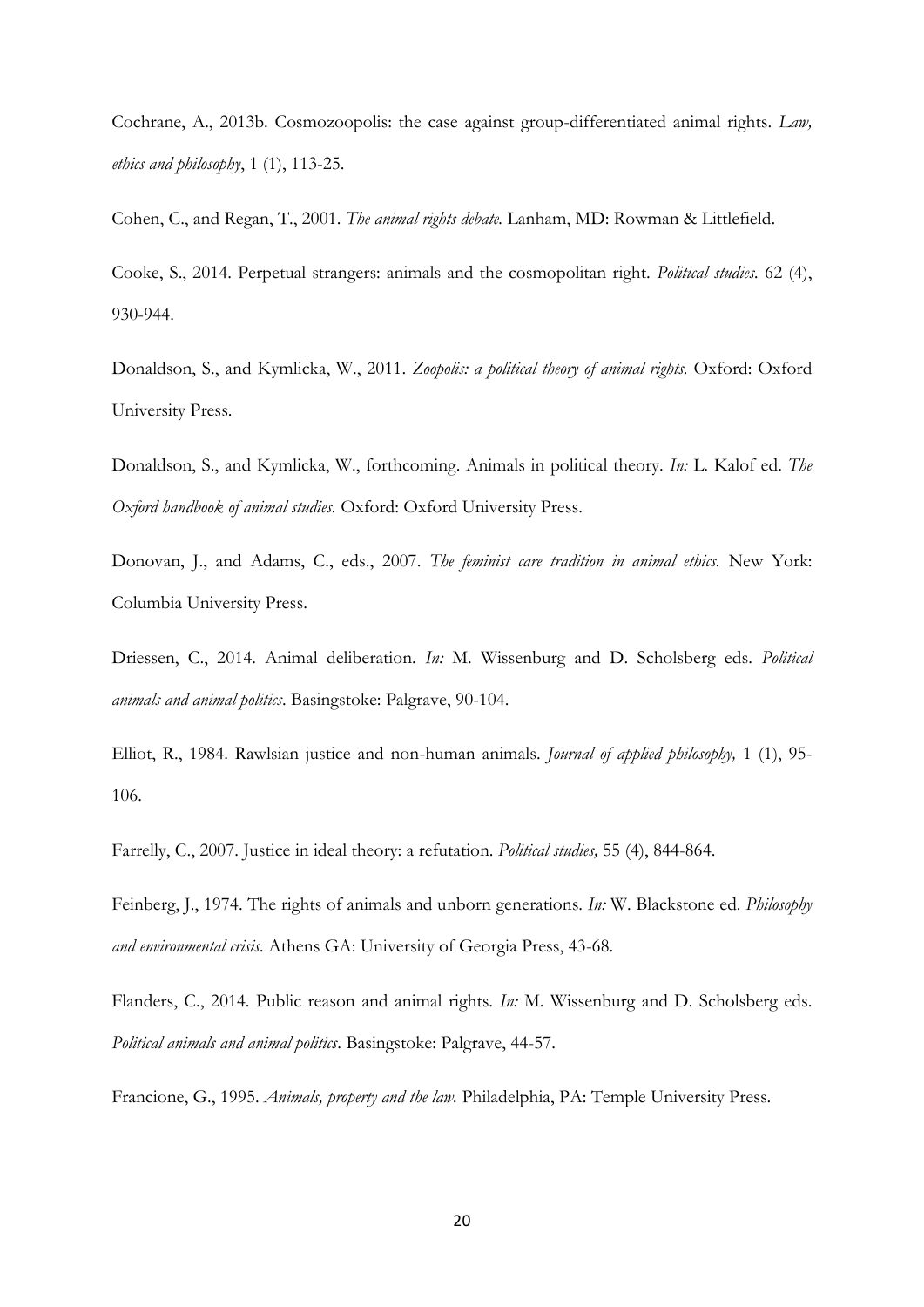Cochrane, A., 2013b. Cosmozoopolis: the case against group-differentiated animal rights. *Law, ethics and philosophy*, 1 (1), 113-25.

Cohen, C., and Regan, T., 2001. *The animal rights debate.* Lanham, MD: Rowman & Littlefield.

Cooke, S., 2014. Perpetual strangers: animals and the cosmopolitan right. *Political studies.* 62 (4), 930-944.

Donaldson, S., and Kymlicka, W., 2011. *Zoopolis: a political theory of animal rights.* Oxford: Oxford University Press.

Donaldson, S., and Kymlicka, W., forthcoming. Animals in political theory. *In:* L. Kalof ed. *The Oxford handbook of animal studies.* Oxford: Oxford University Press.

Donovan, J., and Adams, C., eds., 2007. *The feminist care tradition in animal ethics.* New York: Columbia University Press.

Driessen, C., 2014. Animal deliberation. *In:* M. Wissenburg and D. Scholsberg eds. *Political animals and animal politics*. Basingstoke: Palgrave, 90-104.

Elliot, R., 1984. Rawlsian justice and non-human animals. *Journal of applied philosophy,* 1 (1), 95-106.

Farrelly, C., 2007. Justice in ideal theory: a refutation. *Political studies,* 55 (4), 844-864.

Feinberg, J., 1974. The rights of animals and unborn generations. *In:* W. Blackstone ed. *Philosophy and environmental crisis.* Athens GA: University of Georgia Press, 43-68.

Flanders, C., 2014. Public reason and animal rights. *In:* M. Wissenburg and D. Scholsberg eds. *Political animals and animal politics*. Basingstoke: Palgrave, 44-57.

Francione, G., 1995. *Animals, property and the law.* Philadelphia, PA: Temple University Press.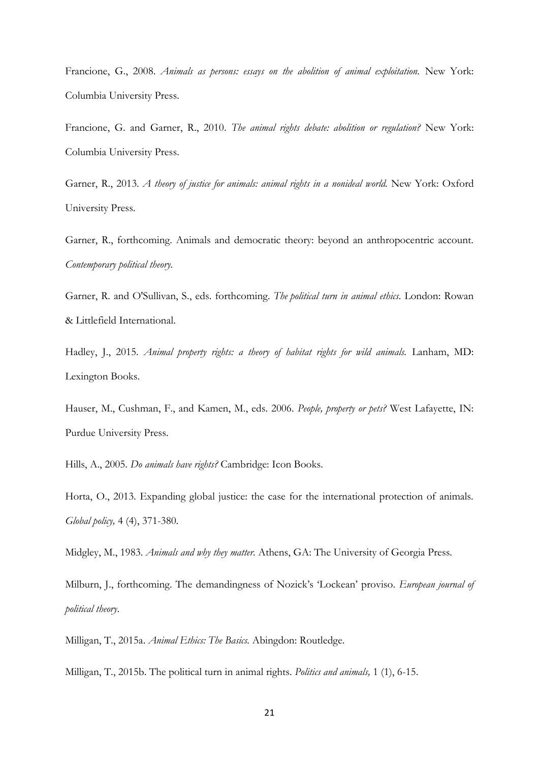Francione, G., 2008. *Animals as persons: essays on the abolition of animal exploitation.* New York: Columbia University Press.

Francione, G. and Garner, R., 2010. *The animal rights debate: abolition or regulation?* New York: Columbia University Press.

Garner, R., 2013. *A theory of justice for animals: animal rights in a nonideal world.* New York: Oxford University Press.

Garner, R., forthcoming. Animals and democratic theory: beyond an anthropocentric account. *Contemporary political theory.*

Garner, R. and O'Sullivan, S., eds. forthcoming. *The political turn in animal ethics*. London: Rowan & Littlefield International.

Hadley, J., 2015. *Animal property rights: a theory of habitat rights for wild animals.* Lanham, MD: Lexington Books.

Hauser, M., Cushman, F., and Kamen, M., eds. 2006. *People, property or pets?* West Lafayette, IN: Purdue University Press.

Hills, A., 2005. *Do animals have rights?* Cambridge: Icon Books.

Horta, O., 2013. Expanding global justice: the case for the international protection of animals. *Global policy,* 4 (4), 371-380.

Midgley, M., 1983. *Animals and why they matter.* Athens, GA: The University of Georgia Press.

Milburn, J., forthcoming. The demandingness of Nozick's 'Lockean' proviso. *European journal of political theory*.

Milligan, T., 2015a. *Animal Ethics: The Basics.* Abingdon: Routledge.

Milligan, T., 2015b. The political turn in animal rights. *Politics and animals,* 1 (1), 6-15.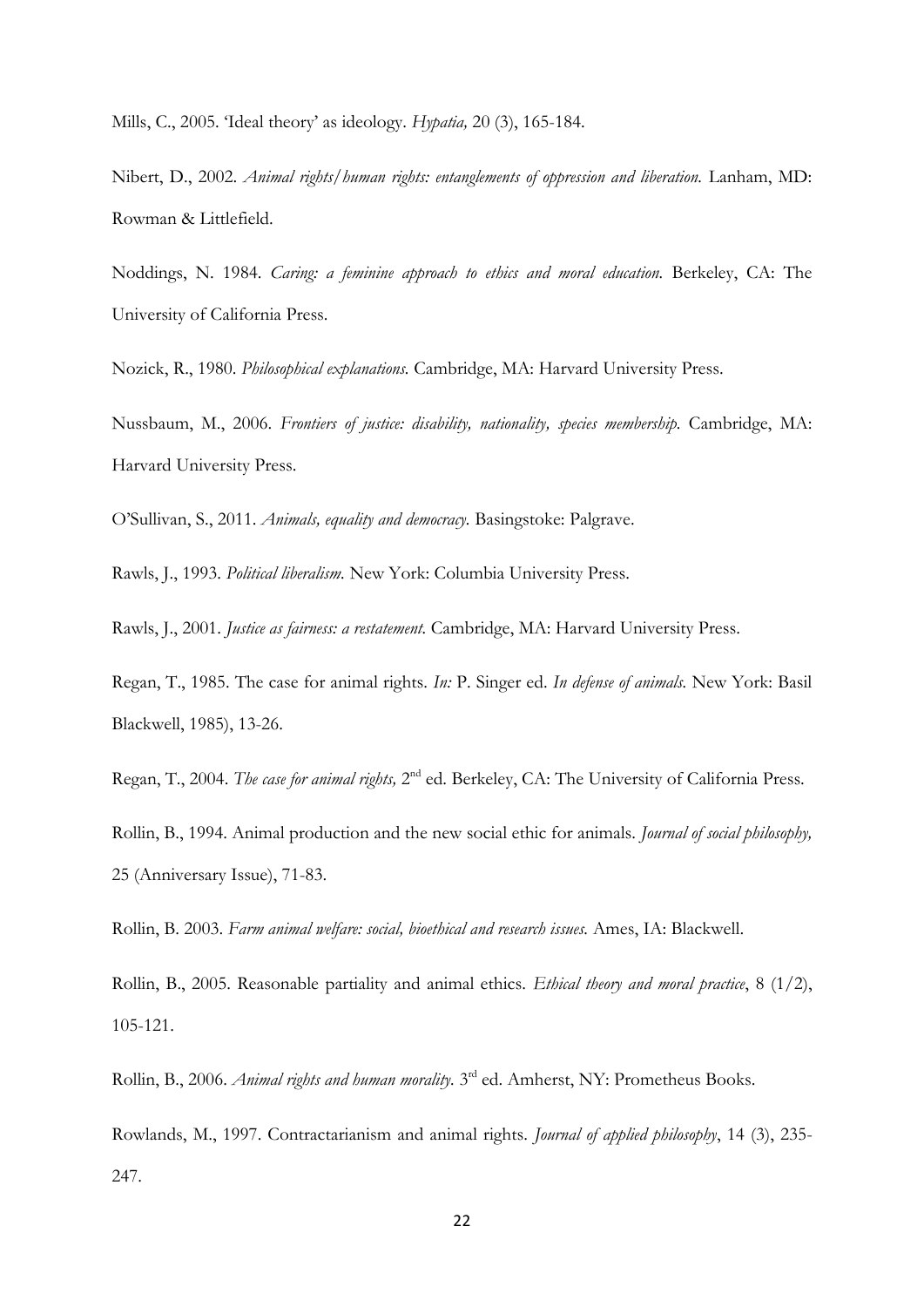Mills, C., 2005. 'Ideal theory' as ideology. *Hypatia,* 20 (3), 165-184.

Nibert, D., 2002. *Animal rights/human rights: entanglements of oppression and liberation.* Lanham, MD: Rowman & Littlefield.

Noddings, N. 1984. *Caring: a feminine approach to ethics and moral education.* Berkeley, CA: The University of California Press.

Nozick, R., 1980. *Philosophical explanations.* Cambridge, MA: Harvard University Press.

Nussbaum, M., 2006. *Frontiers of justice: disability, nationality, species membership.* Cambridge, MA: Harvard University Press.

O'Sullivan, S., 2011. *Animals, equality and democracy.* Basingstoke: Palgrave.

Rawls, J., 1993. *Political liberalism.* New York: Columbia University Press.

Rawls, J., 2001. *Justice as fairness: a restatement.* Cambridge, MA: Harvard University Press.

Regan, T., 1985. The case for animal rights. *In:* P. Singer ed. *In defense of animals.* New York: Basil Blackwell, 1985), 13-26.

Regan, T., 2004. *The case for animal rights,* 2nd ed. Berkeley, CA: The University of California Press.

Rollin, B., 1994. Animal production and the new social ethic for animals. *Journal of social philosophy,* 25 (Anniversary Issue), 71-83.

Rollin, B. 2003. *Farm animal welfare: social, bioethical and research issues.* Ames, IA: Blackwell.

Rollin, B., 2005. Reasonable partiality and animal ethics. *Ethical theory and moral practice*, 8 (1/2), 105-121.

Rollin, B., 2006. *Animal rights and human morality.* 3rd ed. Amherst, NY: Prometheus Books.

Rowlands, M., 1997. Contractarianism and animal rights. *Journal of applied philosophy*, 14 (3), 235-247.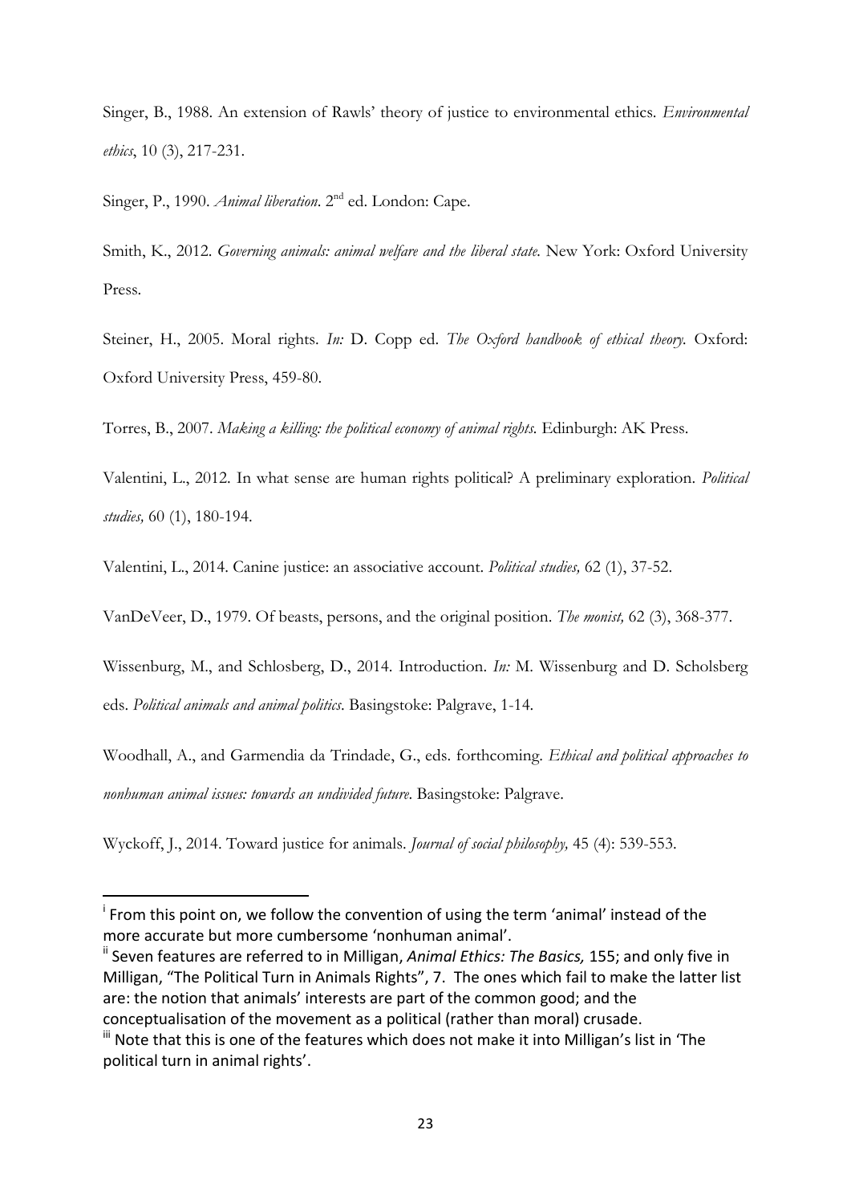Singer, B., 1988. An extension of Rawls' theory of justice to environmental ethics. *Environmental ethics*, 10 (3), 217-231.

Singer, P., 1990. *Animal liberation*. 2nd ed. London: Cape.

Smith, K., 2012. *Governing animals: animal welfare and the liberal state*. New York: Oxford University Press.

Steiner, H., 2005. Moral rights. *In:* D. Copp ed. *The Oxford handbook of ethical theory*. Oxford: Oxford University Press, 459-80.

Torres, B., 2007. *Making a killing: the political economy of animal rights*. Edinburgh: AK Press.

Valentini, L., 2012. In what sense are human rights political? A preliminary exploration. *Political studies,* 60 (1), 180-194.

Valentini, L., 2014. Canine justice: an associative account. *Political studies,* 62 (1), 37-52.

VanDeVeer, D., 1979. Of beasts, persons, and the original position. *The monist,* 62 (3), 368-377.

Wissenburg, M., and Schlosberg, D., 2014. Introduction. *In:* M. Wissenburg and D. Scholsberg eds. *Political animals and animal politics*. Basingstoke: Palgrave, 1-14.

Woodhall, A., and Garmendia da Trindade, G., eds. forthcoming. *Ethical and political approaches to nonhuman animal issues: towards an undivided future*. Basingstoke: Palgrave.

Wyckoff, J., 2014. Toward justice for animals. *Journal of social philosophy,* 45 (4): 539-553.

---

[i] From this point on, we follow the convention of using the term 'animal' instead of the more accurate but more cumbersome 'nonhuman animal'.

[ii] Seven features are referred to in Milligan, *Animal Ethics: The Basics,* 155; and only five in Milligan, "The Political Turn in Animals Rights", 7. The ones which fail to make the latter list are: the notion that animals' interests are part of the common good; and the conceptualisation of the movement as a political (rather than moral) crusade.

[iii] Note that this is one of the features which does not make it into Milligan's list in 'The political turn in animal rights'.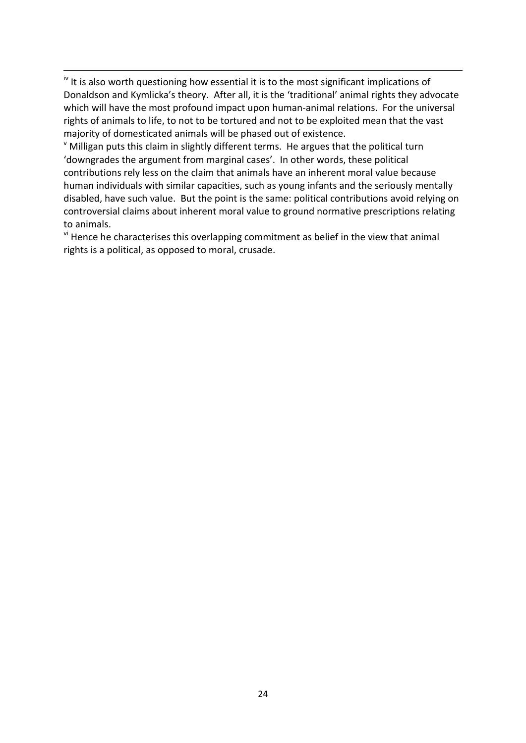[iv] It is also worth questioning how essential it is to the most significant implications of Donaldson and Kymlicka's theory. After all, it is the 'traditional' animal rights they advocate which will have the most profound impact upon human-animal relations. For the universal rights of animals to life, to not to be tortured and not to be exploited mean that the vast majority of domesticated animals will be phased out of existence.

[v] Milligan puts this claim in slightly different terms. He argues that the political turn 'downgrades the argument from marginal cases'. In other words, these political contributions rely less on the claim that animals have an inherent moral value because human individuals with similar capacities, such as young infants and the seriously mentally disabled, have such value. But the point is the same: political contributions avoid relying on controversial claims about inherent moral value to ground normative prescriptions relating to animals.

[vi] Hence he characterises this overlapping commitment as belief in the view that animal rights is a political, as opposed to moral, crusade.